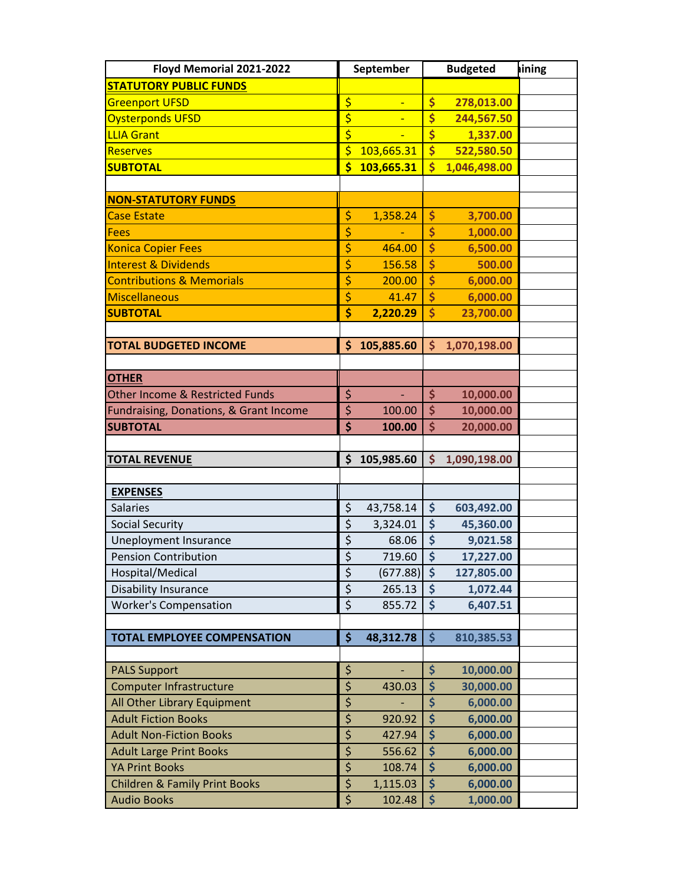| Floyd Memorial 2021-2022 | September | Budgeted | aining |
|---|---|---|---|
| **STATUTORY PUBLIC FUNDS** | | | |
| Greenport UFSD | $ - | $ 278,013.00 | |
| Oysterponds UFSD | $ - | $ 244,567.50 | |
| LLIA Grant | $ - | $ 1,337.00 | |
| Reserves | $ 103,665.31 | $ 522,580.50 | |
| **SUBTOTAL** | **$ 103,665.31** | **$ 1,046,498.00** | |
| | | | |
| **NON-STATUTORY FUNDS** | | | |
| Case Estate | $ 1,358.24 | $ 3,700.00 | |
| Fees | $ - | $ 1,000.00 | |
| Konica Copier Fees | $ 464.00 | $ 6,500.00 | |
| Interest & Dividends | $ 156.58 | $ 500.00 | |
| Contributions & Memorials | $ 200.00 | $ 6,000.00 | |
| Miscellaneous | $ 41.47 | $ 6,000.00 | |
| **SUBTOTAL** | **$ 2,220.29** | **$ 23,700.00** | |
| | | | |
| **TOTAL BUDGETED INCOME** | **$ 105,885.60** | **$ 1,070,198.00** | |
| | | | |
| **OTHER** | | | |
| Other Income & Restricted Funds | $ - | $ 10,000.00 | |
| Fundraising, Donations, & Grant Income | $ 100.00 | $ 10,000.00 | |
| **SUBTOTAL** | **$ 100.00** | **$ 20,000.00** | |
| | | | |
| **TOTAL REVENUE** | **$ 105,985.60** | **$ 1,090,198.00** | |
| | | | |
| **EXPENSES** | | | |
| Salaries | $ 43,758.14 | $ 603,492.00 | |
| Social Security | $ 3,324.01 | $ 45,360.00 | |
| Uneployment Insurance | $ 68.06 | $ 9,021.58 | |
| Pension Contribution | $ 719.60 | $ 17,227.00 | |
| Hospital/Medical | $ (677.88) | $ 127,805.00 | |
| Disability Insurance | $ 265.13 | $ 1,072.44 | |
| Worker's Compensation | $ 855.72 | $ 6,407.51 | |
| | | | |
| **TOTAL EMPLOYEE COMPENSATION** | **$ 48,312.78** | **$ 810,385.53** | |
| | | | |
| PALS Support | $ - | $ 10,000.00 | |
| Computer Infrastructure | $ 430.03 | $ 30,000.00 | |
| All Other Library Equipment | $ - | $ 6,000.00 | |
| Adult Fiction Books | $ 920.92 | $ 6,000.00 | |
| Adult Non-Fiction Books | $ 427.94 | $ 6,000.00 | |
| Adult Large Print Books | $ 556.62 | $ 6,000.00 | |
| YA Print Books | $ 108.74 | $ 6,000.00 | |
| Children & Family Print Books | $ 1,115.03 | $ 6,000.00 | |
| Audio Books | $ 102.48 | $ 1,000.00 | |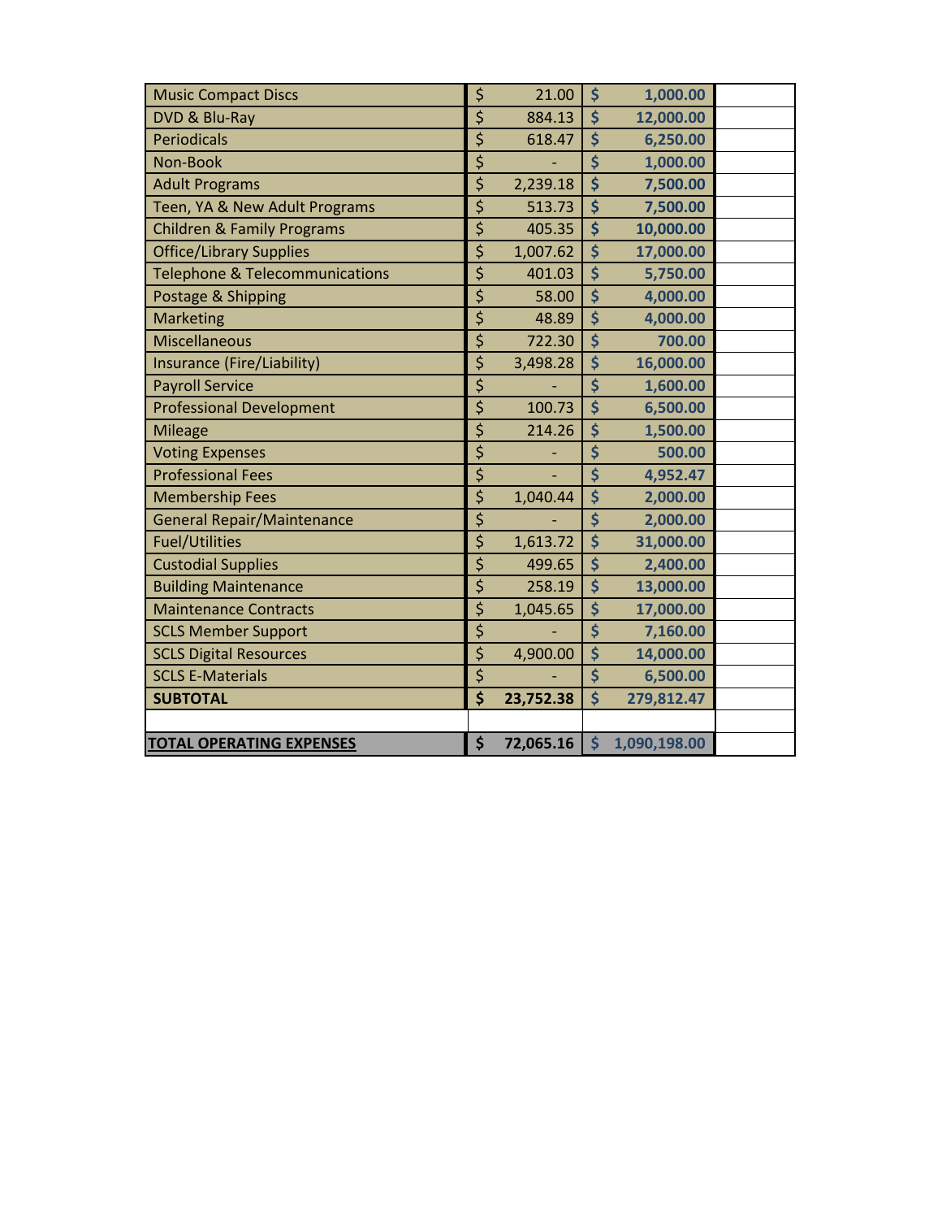| | | | |
|---|---|---|---|
| Music Compact Discs | $ 21.00 | $ 1,000.00 | |
| DVD & Blu-Ray | $ 884.13 | $ 12,000.00 | |
| Periodicals | $ 618.47 | $ 6,250.00 | |
| Non-Book | $ - | $ 1,000.00 | |
| Adult Programs | $ 2,239.18 | $ 7,500.00 | |
| Teen, YA & New Adult Programs | $ 513.73 | $ 7,500.00 | |
| Children & Family Programs | $ 405.35 | $ 10,000.00 | |
| Office/Library Supplies | $ 1,007.62 | $ 17,000.00 | |
| Telephone & Telecommunications | $ 401.03 | $ 5,750.00 | |
| Postage & Shipping | $ 58.00 | $ 4,000.00 | |
| Marketing | $ 48.89 | $ 4,000.00 | |
| Miscellaneous | $ 722.30 | $ 700.00 | |
| Insurance (Fire/Liability) | $ 3,498.28 | $ 16,000.00 | |
| Payroll Service | $ - | $ 1,600.00 | |
| Professional Development | $ 100.73 | $ 6,500.00 | |
| Mileage | $ 214.26 | $ 1,500.00 | |
| Voting Expenses | $ - | $ 500.00 | |
| Professional Fees | $ - | $ 4,952.47 | |
| Membership Fees | $ 1,040.44 | $ 2,000.00 | |
| General Repair/Maintenance | $ - | $ 2,000.00 | |
| Fuel/Utilities | $ 1,613.72 | $ 31,000.00 | |
| Custodial Supplies | $ 499.65 | $ 2,400.00 | |
| Building Maintenance | $ 258.19 | $ 13,000.00 | |
| Maintenance Contracts | $ 1,045.65 | $ 17,000.00 | |
| SCLS Member Support | $ - | $ 7,160.00 | |
| SCLS Digital Resources | $ 4,900.00 | $ 14,000.00 | |
| SCLS E-Materials | $ - | $ 6,500.00 | |
| **SUBTOTAL** | **$ 23,752.38** | **$ 279,812.47** | |
| | | | |
| **TOTAL OPERATING EXPENSES** | **$ 72,065.16** | **$ 1,090,198.00** | |